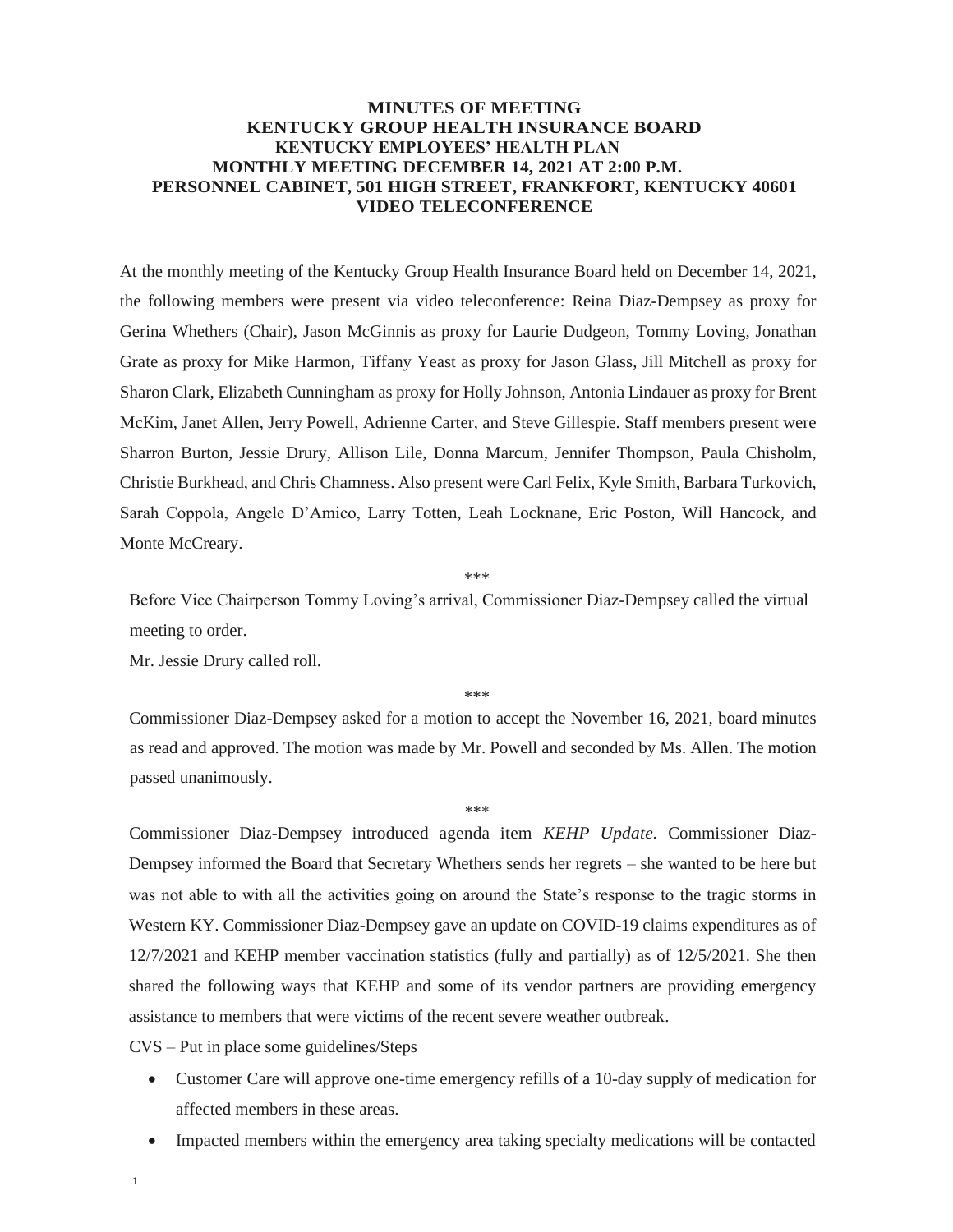# MINUTES OF MEETING
# KENTUCKY GROUP HEALTH INSURANCE BOARD
## KENTUCKY EMPLOYEES' HEALTH PLAN
## MONTHLY MEETING DECEMBER 14, 2021 AT 2:00 P.M.
## PERSONNEL CABINET, 501 HIGH STREET, FRANKFORT, KENTUCKY 40601
## VIDEO TELECONFERENCE

At the monthly meeting of the Kentucky Group Health Insurance Board held on December 14, 2021, the following members were present via video teleconference: Reina Diaz-Dempsey as proxy for Gerina Whethers (Chair), Jason McGinnis as proxy for Laurie Dudgeon, Tommy Loving, Jonathan Grate as proxy for Mike Harmon, Tiffany Yeast as proxy for Jason Glass, Jill Mitchell as proxy for Sharon Clark, Elizabeth Cunningham as proxy for Holly Johnson, Antonia Lindauer as proxy for Brent McKim, Janet Allen, Jerry Powell, Adrienne Carter, and Steve Gillespie. Staff members present were Sharron Burton, Jessie Drury, Allison Lile, Donna Marcum, Jennifer Thompson, Paula Chisholm, Christie Burkhead, and Chris Chamness. Also present were Carl Felix, Kyle Smith, Barbara Turkovich, Sarah Coppola, Angele D'Amico, Larry Totten, Leah Locknane, Eric Poston, Will Hancock, and Monte McCreary.

***

Before Vice Chairperson Tommy Loving's arrival, Commissioner Diaz-Dempsey called the virtual meeting to order.

Mr. Jessie Drury called roll.

***

Commissioner Diaz-Dempsey asked for a motion to accept the November 16, 2021, board minutes as read and approved. The motion was made by Mr. Powell and seconded by Ms. Allen. The motion passed unanimously.

***

Commissioner Diaz-Dempsey introduced agenda item *KEHP Update*. Commissioner Diaz-Dempsey informed the Board that Secretary Whethers sends her regrets – she wanted to be here but was not able to with all the activities going on around the State's response to the tragic storms in Western KY. Commissioner Diaz-Dempsey gave an update on COVID-19 claims expenditures as of 12/7/2021 and KEHP member vaccination statistics (fully and partially) as of 12/5/2021. She then shared the following ways that KEHP and some of its vendor partners are providing emergency assistance to members that were victims of the recent severe weather outbreak.

CVS – Put in place some guidelines/Steps

- Customer Care will approve one-time emergency refills of a 10-day supply of medication for affected members in these areas.
- Impacted members within the emergency area taking specialty medications will be contacted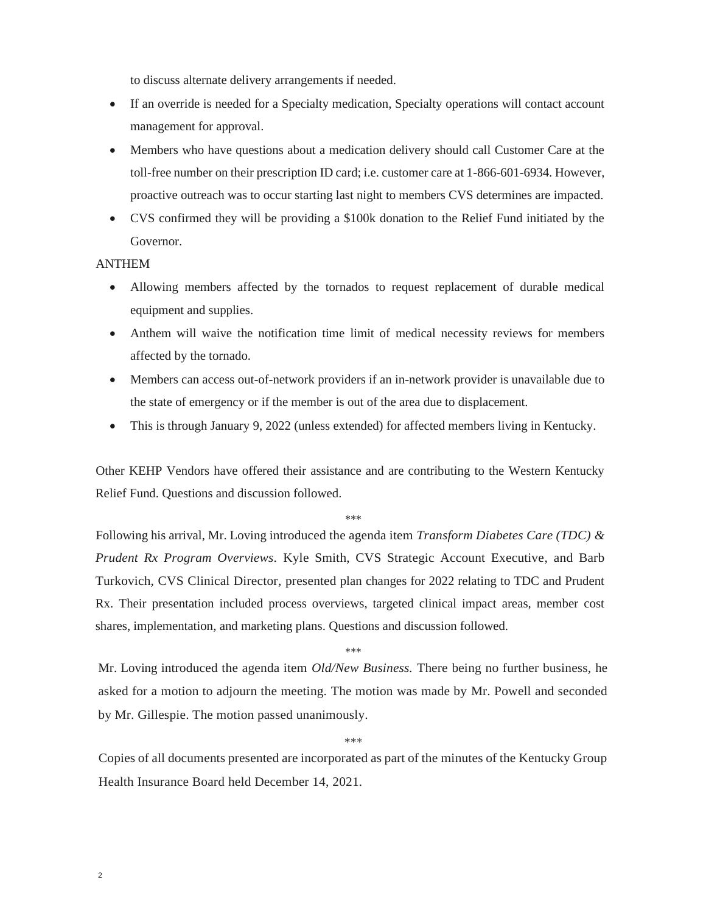to discuss alternate delivery arrangements if needed.

- If an override is needed for a Specialty medication, Specialty operations will contact account management for approval.
- Members who have questions about a medication delivery should call Customer Care at the toll-free number on their prescription ID card; i.e. customer care at 1-866-601-6934. However, proactive outreach was to occur starting last night to members CVS determines are impacted.
- CVS confirmed they will be providing a $100k donation to the Relief Fund initiated by the Governor.

ANTHEM

- Allowing members affected by the tornados to request replacement of durable medical equipment and supplies.
- Anthem will waive the notification time limit of medical necessity reviews for members affected by the tornado.
- Members can access out-of-network providers if an in-network provider is unavailable due to the state of emergency or if the member is out of the area due to displacement.
- This is through January 9, 2022 (unless extended) for affected members living in Kentucky.

Other KEHP Vendors have offered their assistance and are contributing to the Western Kentucky Relief Fund. Questions and discussion followed.

\*\*\*

Following his arrival, Mr. Loving introduced the agenda item *Transform Diabetes Care (TDC) & Prudent Rx Program Overviews*. Kyle Smith, CVS Strategic Account Executive, and Barb Turkovich, CVS Clinical Director, presented plan changes for 2022 relating to TDC and Prudent Rx. Their presentation included process overviews, targeted clinical impact areas, member cost shares, implementation, and marketing plans. Questions and discussion followed.

\*\*\*

Mr. Loving introduced the agenda item *Old/New Business.* There being no further business, he asked for a motion to adjourn the meeting. The motion was made by Mr. Powell and seconded by Mr. Gillespie. The motion passed unanimously.

\*\*\*

Copies of all documents presented are incorporated as part of the minutes of the Kentucky Group Health Insurance Board held December 14, 2021.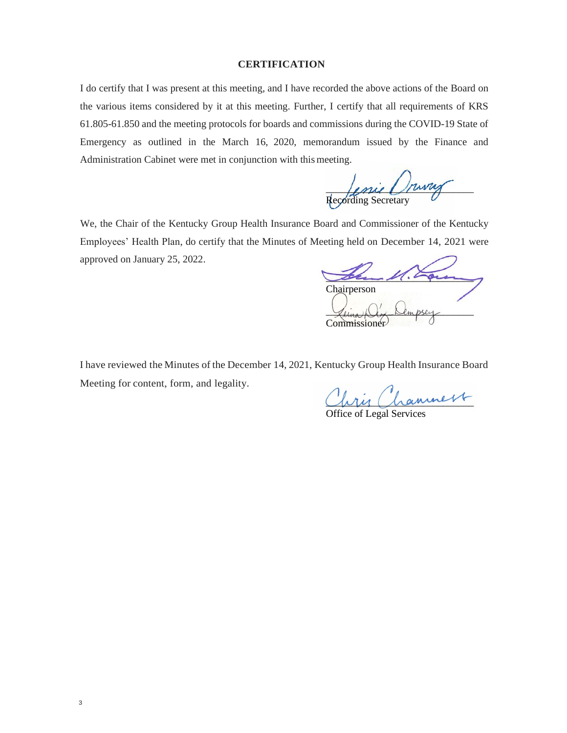## CERTIFICATION

I do certify that I was present at this meeting, and I have recorded the above actions of the Board on the various items considered by it at this meeting. Further, I certify that all requirements of KRS 61.805-61.850 and the meeting protocols for boards and commissions during the COVID-19 State of Emergency as outlined in the March 16, 2020, memorandum issued by the Finance and Administration Cabinet were met in conjunction with this meeting.

Recording Secretary

We, the Chair of the Kentucky Group Health Insurance Board and Commissioner of the Kentucky Employees' Health Plan, do certify that the Minutes of Meeting held on December 14, 2021 were approved on January 25, 2022.

Chairperson

Commissioner

I have reviewed the Minutes of the December 14, 2021, Kentucky Group Health Insurance Board Meeting for content, form, and legality.

Office of Legal Services